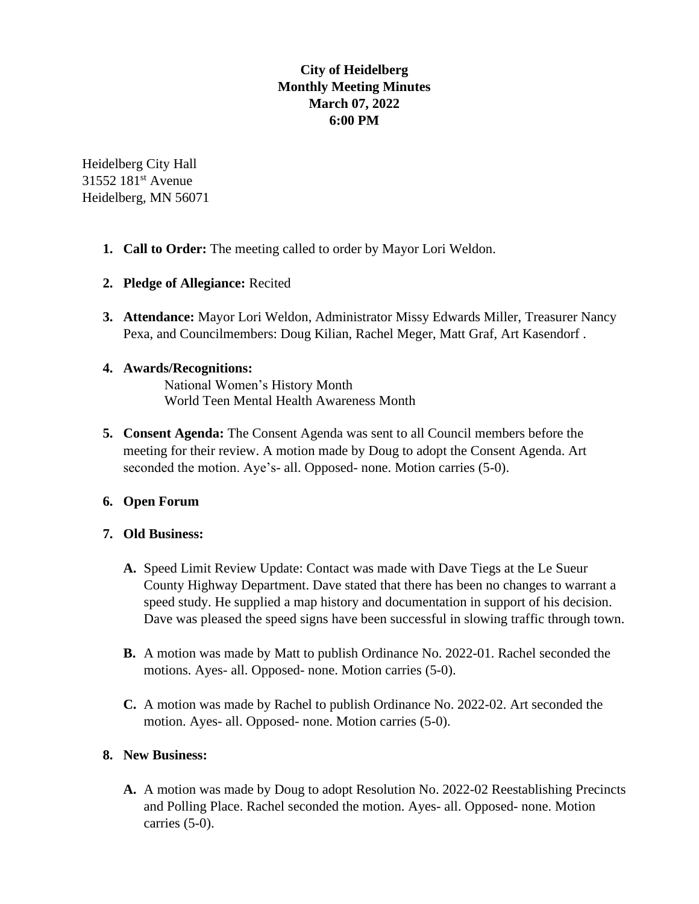**City of Heidelberg**
**Monthly Meeting Minutes**
**March 07, 2022**
**6:00 PM**

Heidelberg City Hall
31552 181st Avenue
Heidelberg, MN 56071

1. **Call to Order:** The meeting called to order by Mayor Lori Weldon.

2. **Pledge of Allegiance:** Recited

3. **Attendance:** Mayor Lori Weldon, Administrator Missy Edwards Miller, Treasurer Nancy Pexa, and Councilmembers: Doug Kilian, Rachel Meger, Matt Graf, Art Kasendorf .

4. **Awards/Recognitions:**
   National Women's History Month
   World Teen Mental Health Awareness Month

5. **Consent Agenda:** The Consent Agenda was sent to all Council members before the meeting for their review. A motion made by Doug to adopt the Consent Agenda. Art seconded the motion. Aye's- all. Opposed- none. Motion carries (5-0).

6. **Open Forum**

7. **Old Business:**

   **A.** Speed Limit Review Update: Contact was made with Dave Tiegs at the Le Sueur County Highway Department. Dave stated that there has been no changes to warrant a speed study. He supplied a map history and documentation in support of his decision. Dave was pleased the speed signs have been successful in slowing traffic through town.

   **B.** A motion was made by Matt to publish Ordinance No. 2022-01. Rachel seconded the motions. Ayes- all. Opposed- none. Motion carries (5-0).

   **C.** A motion was made by Rachel to publish Ordinance No. 2022-02. Art seconded the motion. Ayes- all. Opposed- none. Motion carries (5-0).

8. **New Business:**

   **A.** A motion was made by Doug to adopt Resolution No. 2022-02 Reestablishing Precincts and Polling Place. Rachel seconded the motion. Ayes- all. Opposed- none. Motion carries (5-0).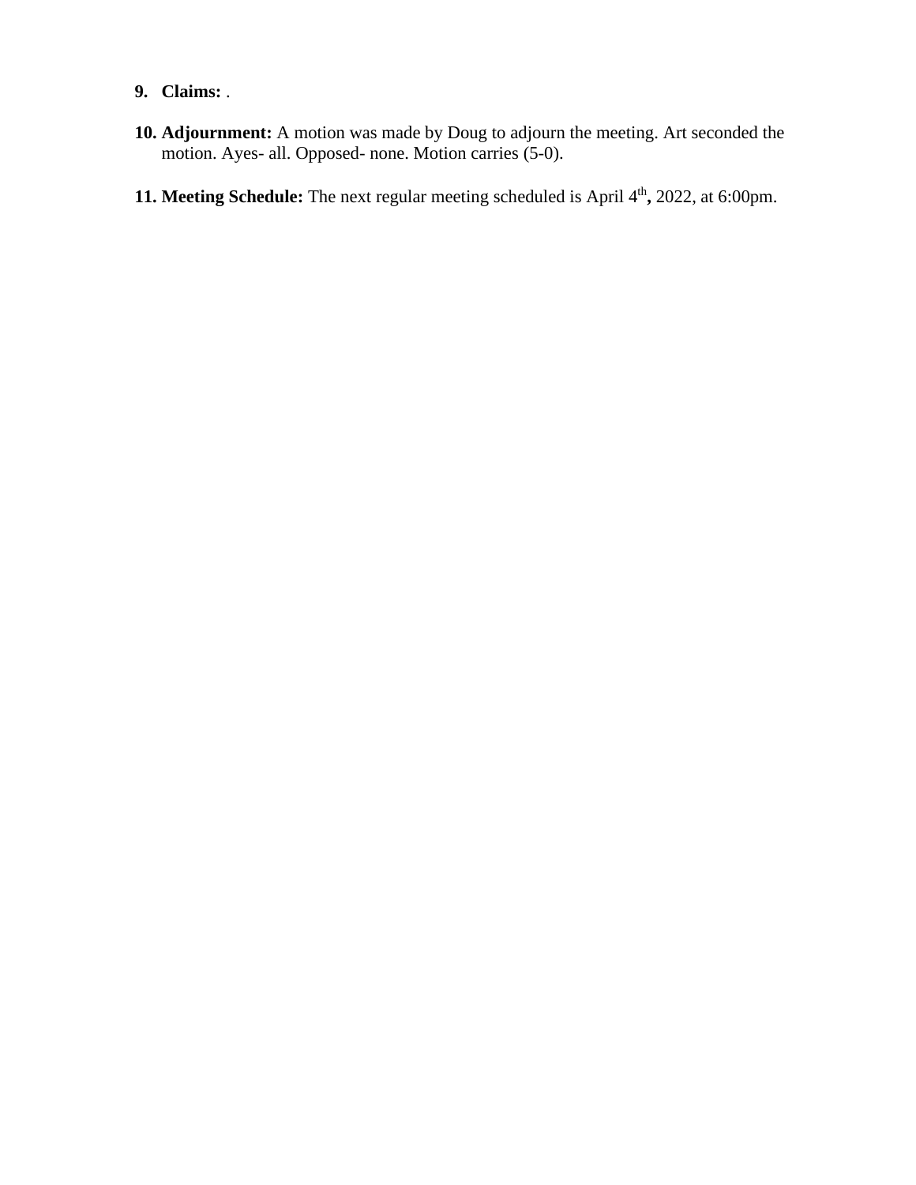9. **Claims:** .

10. **Adjournment:** A motion was made by Doug to adjourn the meeting. Art seconded the motion. Ayes- all. Opposed- none. Motion carries (5-0).

11. **Meeting Schedule:** The next regular meeting scheduled is April 4th**,** 2022, at 6:00pm.